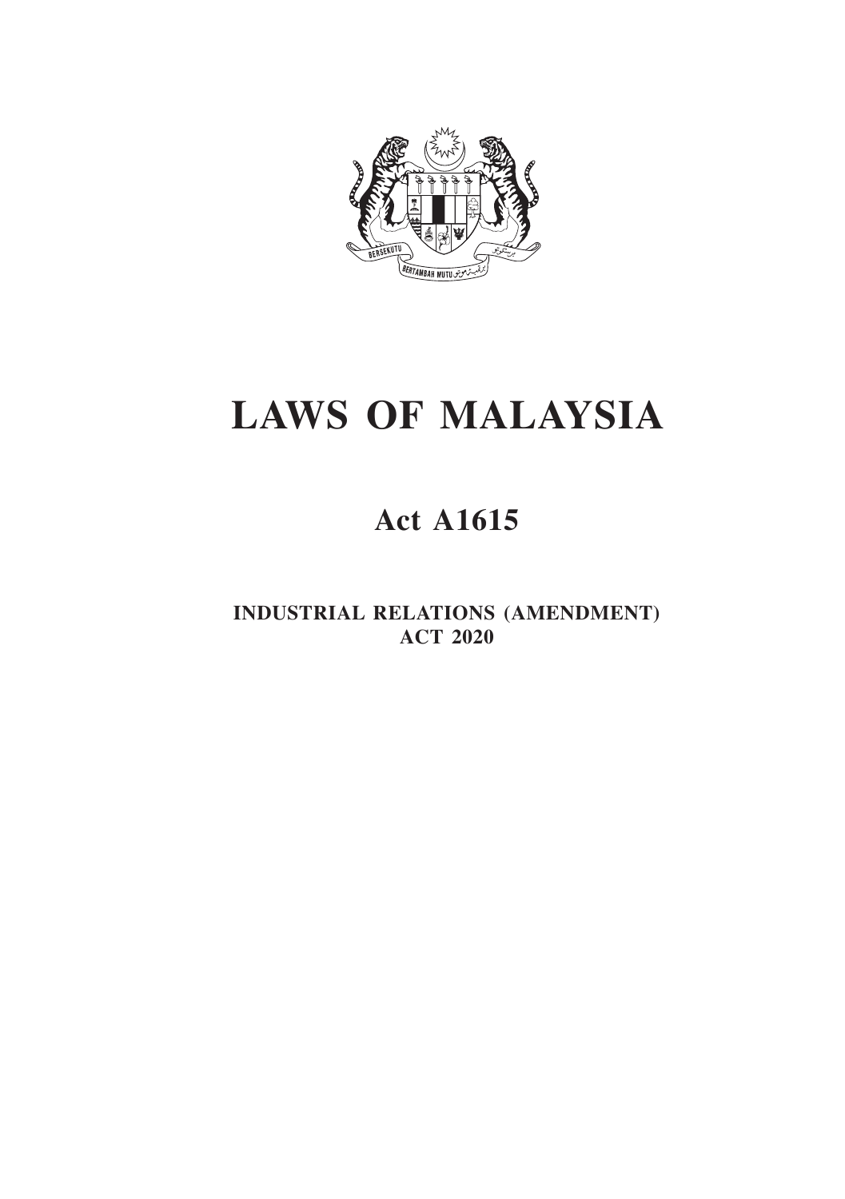# LAWS OF MALAYSIA

## Act A1615

### INDUSTRIAL RELATIONS (AMENDMENT) ACT 2020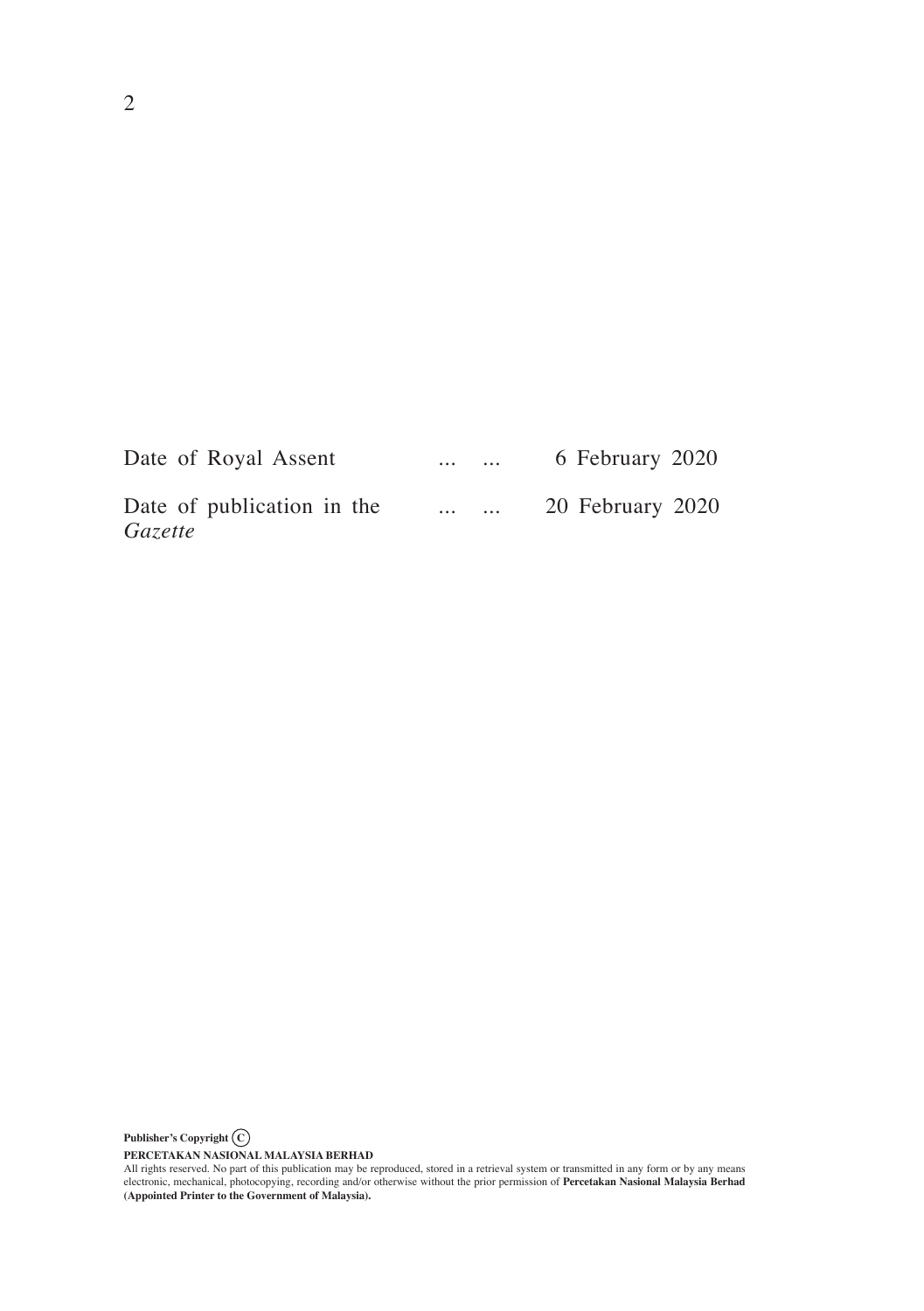| | | |
|---|---|---|
| Date of Royal Assent | ... ... | 6 February 2020 |
| Date of publication in the *Gazette* | ... ... | 20 February 2020 |

**Publisher's Copyright ©**

**PERCETAKAN NASIONAL MALAYSIA BERHAD**

All rights reserved. No part of this publication may be reproduced, stored in a retrieval system or transmitted in any form or by any means electronic, mechanical, photocopying, recording and/or otherwise without the prior permission of **Percetakan Nasional Malaysia Berhad (Appointed Printer to the Government of Malaysia).**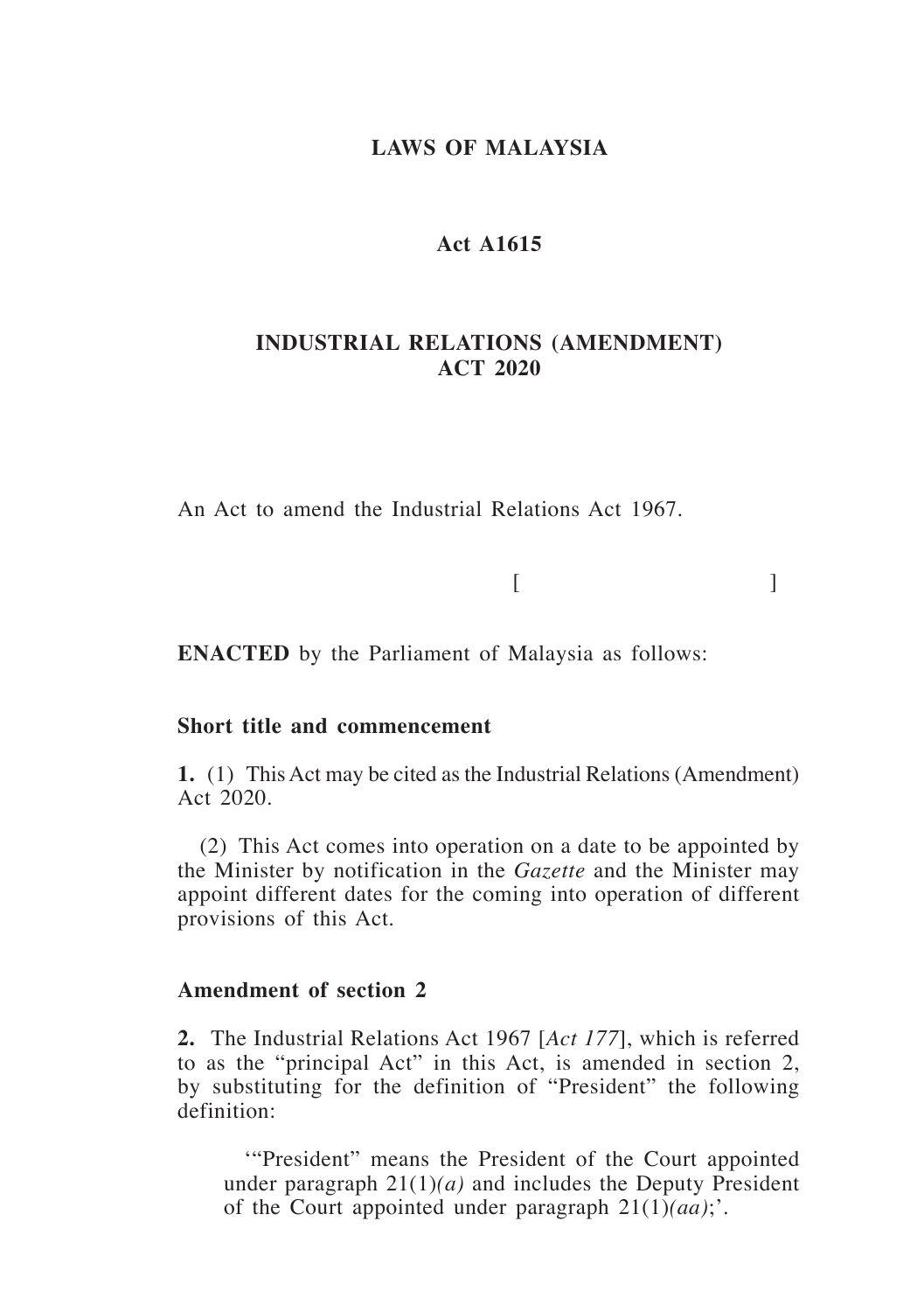**LAWS OF MALAYSIA**

**Act A1615**

**INDUSTRIAL RELATIONS (AMENDMENT) ACT 2020**

An Act to amend the Industrial Relations Act 1967.

[ ]

**ENACTED** by the Parliament of Malaysia as follows:

**Short title and commencement**

**1.** (1) This Act may be cited as the Industrial Relations (Amendment) Act 2020.

(2) This Act comes into operation on a date to be appointed by the Minister by notification in the *Gazette* and the Minister may appoint different dates for the coming into operation of different provisions of this Act.

**Amendment of section 2**

**2.** The Industrial Relations Act 1967 [*Act 177*], which is referred to as the "principal Act" in this Act, is amended in section 2, by substituting for the definition of "President" the following definition:

'"President" means the President of the Court appointed under paragraph 21(1)*(a)* and includes the Deputy President of the Court appointed under paragraph 21(1)*(aa)*;'.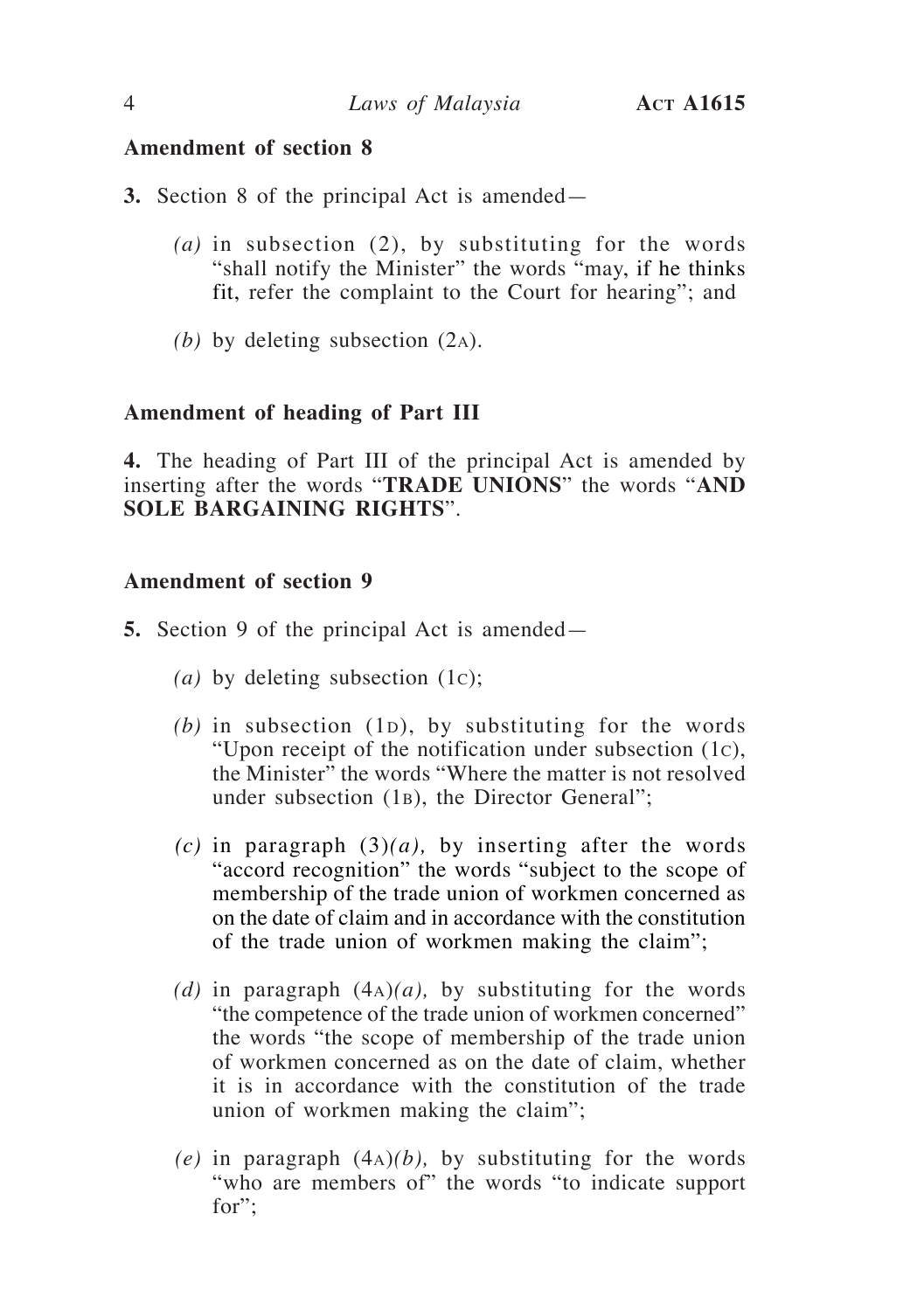**Amendment of section 8**

**3.** Section 8 of the principal Act is amended—

*(a)* in subsection (2), by substituting for the words "shall notify the Minister" the words "may, if he thinks fit, refer the complaint to the Court for hearing"; and

*(b)* by deleting subsection (2A).

**Amendment of heading of Part III**

**4.** The heading of Part III of the principal Act is amended by inserting after the words "**TRADE UNIONS**" the words "**AND SOLE BARGAINING RIGHTS**".

**Amendment of section 9**

**5.** Section 9 of the principal Act is amended—

*(a)* by deleting subsection (1C);

*(b)* in subsection (1D), by substituting for the words "Upon receipt of the notification under subsection (1C), the Minister" the words "Where the matter is not resolved under subsection (1B), the Director General";

*(c)* in paragraph (3)*(a),* by inserting after the words "accord recognition" the words "subject to the scope of membership of the trade union of workmen concerned as on the date of claim and in accordance with the constitution of the trade union of workmen making the claim";

*(d)* in paragraph (4A)*(a),* by substituting for the words "the competence of the trade union of workmen concerned" the words "the scope of membership of the trade union of workmen concerned as on the date of claim, whether it is in accordance with the constitution of the trade union of workmen making the claim";

*(e)* in paragraph (4A)*(b),* by substituting for the words "who are members of" the words "to indicate support for";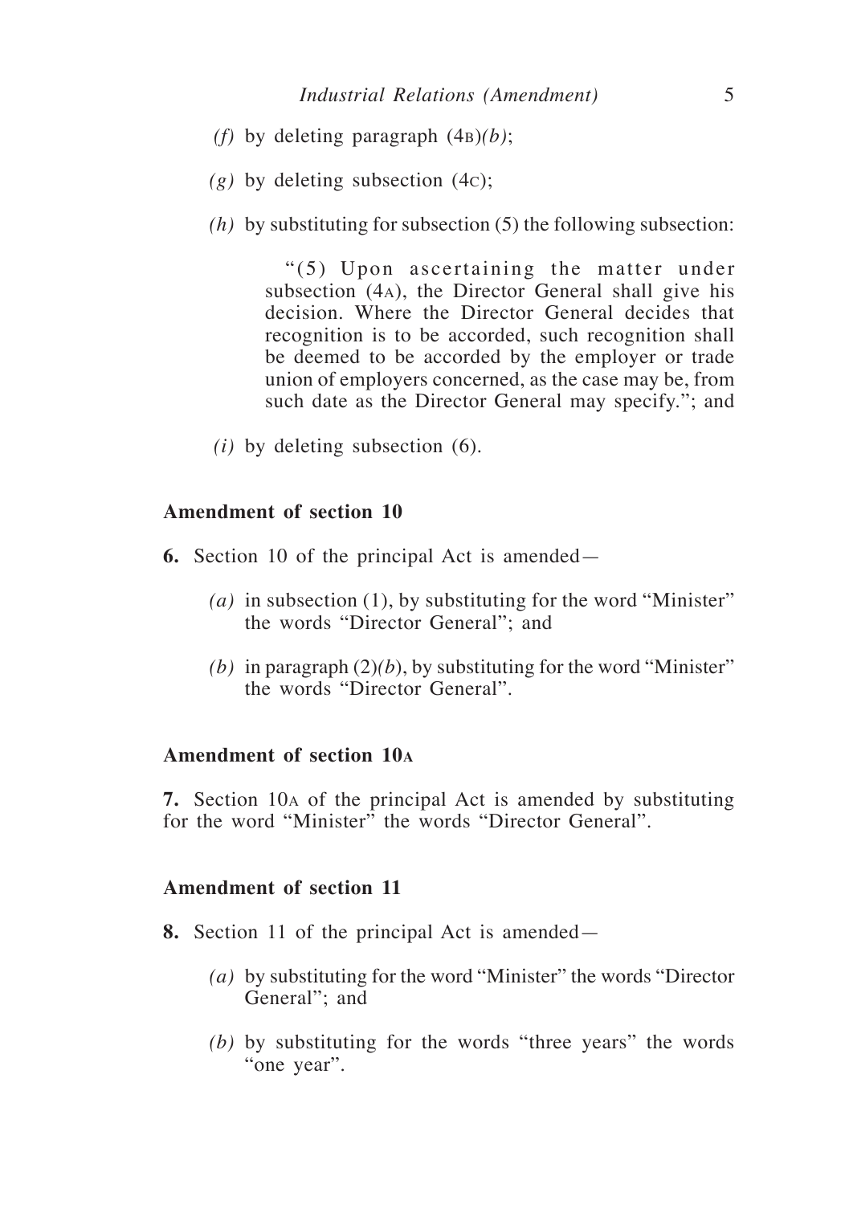*(f)* by deleting paragraph (4B)*(b)*;

*(g)* by deleting subsection (4C);

*(h)* by substituting for subsection (5) the following subsection:

> "(5) Upon ascertaining the matter under subsection (4A), the Director General shall give his decision. Where the Director General decides that recognition is to be accorded, such recognition shall be deemed to be accorded by the employer or trade union of employers concerned, as the case may be, from such date as the Director General may specify."; and

*(i)* by deleting subsection (6).

### Amendment of section 10

**6.** Section 10 of the principal Act is amended—

*(a)* in subsection (1), by substituting for the word "Minister" the words "Director General"; and

*(b)* in paragraph (2)*(b)*, by substituting for the word "Minister" the words "Director General".

### Amendment of section 10A

**7.** Section 10A of the principal Act is amended by substituting for the word "Minister" the words "Director General".

### Amendment of section 11

**8.** Section 11 of the principal Act is amended—

*(a)* by substituting for the word "Minister" the words "Director General"; and

*(b)* by substituting for the words "three years" the words "one year".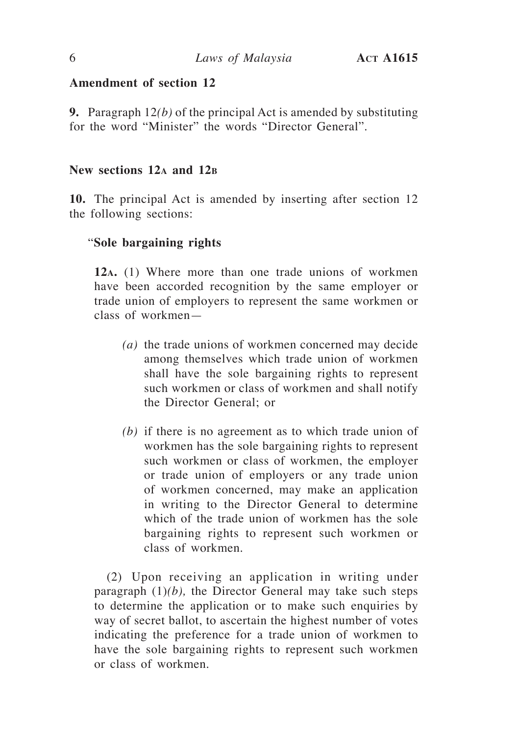**Amendment of section 12**

**9.** Paragraph 12*(b)* of the principal Act is amended by substituting for the word "Minister" the words "Director General".

**New sections 12A and 12B**

**10.** The principal Act is amended by inserting after section 12 the following sections:

"**Sole bargaining rights**

**12A.** (1) Where more than one trade unions of workmen have been accorded recognition by the same employer or trade union of employers to represent the same workmen or class of workmen—

*(a)* the trade unions of workmen concerned may decide among themselves which trade union of workmen shall have the sole bargaining rights to represent such workmen or class of workmen and shall notify the Director General; or

*(b)* if there is no agreement as to which trade union of workmen has the sole bargaining rights to represent such workmen or class of workmen, the employer or trade union of employers or any trade union of workmen concerned, may make an application in writing to the Director General to determine which of the trade union of workmen has the sole bargaining rights to represent such workmen or class of workmen.

(2) Upon receiving an application in writing under paragraph (1)*(b),* the Director General may take such steps to determine the application or to make such enquiries by way of secret ballot, to ascertain the highest number of votes indicating the preference for a trade union of workmen to have the sole bargaining rights to represent such workmen or class of workmen.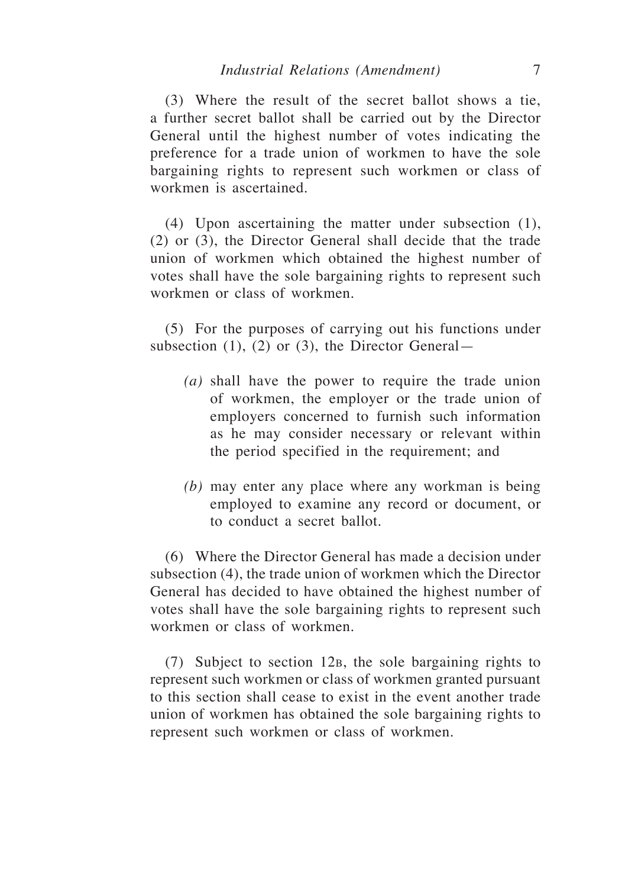(3) Where the result of the secret ballot shows a tie, a further secret ballot shall be carried out by the Director General until the highest number of votes indicating the preference for a trade union of workmen to have the sole bargaining rights to represent such workmen or class of workmen is ascertained.

(4) Upon ascertaining the matter under subsection (1), (2) or (3), the Director General shall decide that the trade union of workmen which obtained the highest number of votes shall have the sole bargaining rights to represent such workmen or class of workmen.

(5) For the purposes of carrying out his functions under subsection (1), (2) or (3), the Director General—

*(a)* shall have the power to require the trade union of workmen, the employer or the trade union of employers concerned to furnish such information as he may consider necessary or relevant within the period specified in the requirement; and

*(b)* may enter any place where any workman is being employed to examine any record or document, or to conduct a secret ballot.

(6) Where the Director General has made a decision under subsection (4), the trade union of workmen which the Director General has decided to have obtained the highest number of votes shall have the sole bargaining rights to represent such workmen or class of workmen.

(7) Subject to section 12B, the sole bargaining rights to represent such workmen or class of workmen granted pursuant to this section shall cease to exist in the event another trade union of workmen has obtained the sole bargaining rights to represent such workmen or class of workmen.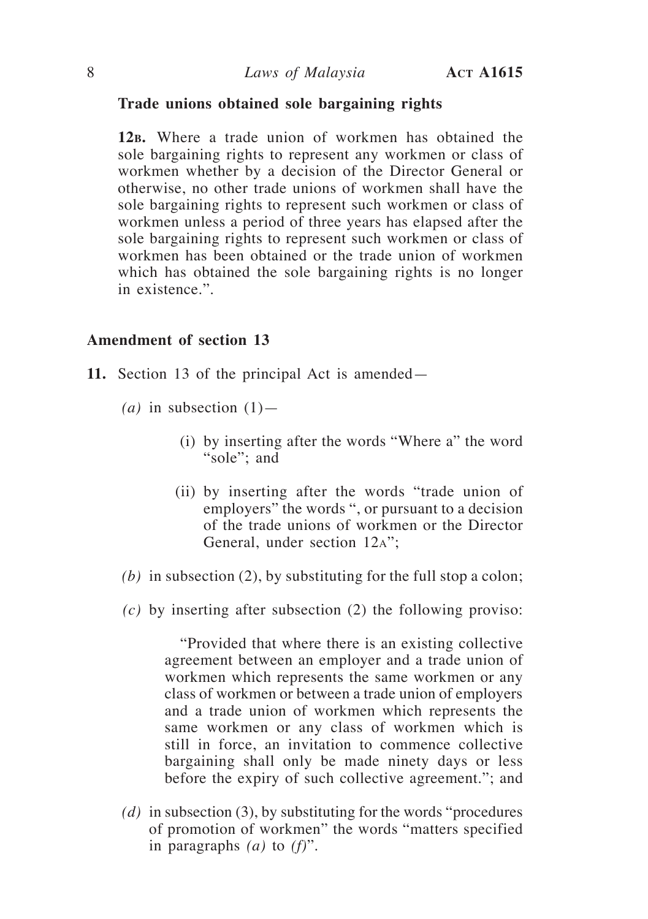**Trade unions obtained sole bargaining rights**

**12B.** Where a trade union of workmen has obtained the sole bargaining rights to represent any workmen or class of workmen whether by a decision of the Director General or otherwise, no other trade unions of workmen shall have the sole bargaining rights to represent such workmen or class of workmen unless a period of three years has elapsed after the sole bargaining rights to represent such workmen or class of workmen has been obtained or the trade union of workmen which has obtained the sole bargaining rights is no longer in existence.".

**Amendment of section 13**

**11.** Section 13 of the principal Act is amended—

*(a)* in subsection (1)—

(i) by inserting after the words "Where a" the word "sole"; and

(ii) by inserting after the words "trade union of employers" the words ", or pursuant to a decision of the trade unions of workmen or the Director General, under section 12A";

*(b)* in subsection (2), by substituting for the full stop a colon;

*(c)* by inserting after subsection (2) the following proviso:

"Provided that where there is an existing collective agreement between an employer and a trade union of workmen which represents the same workmen or any class of workmen or between a trade union of employers and a trade union of workmen which represents the same workmen or any class of workmen which is still in force, an invitation to commence collective bargaining shall only be made ninety days or less before the expiry of such collective agreement."; and

*(d)* in subsection (3), by substituting for the words "procedures of promotion of workmen" the words "matters specified in paragraphs *(a)* to *(f)*".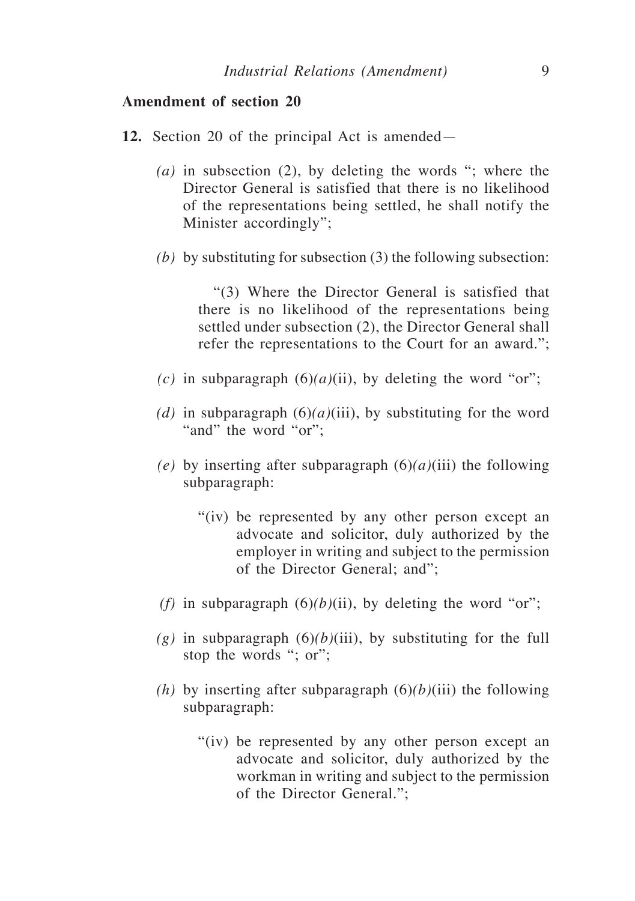**Amendment of section 20**

**12.** Section 20 of the principal Act is amended—

*(a)* in subsection (2), by deleting the words "; where the Director General is satisfied that there is no likelihood of the representations being settled, he shall notify the Minister accordingly";

*(b)* by substituting for subsection (3) the following subsection:

> "(3) Where the Director General is satisfied that there is no likelihood of the representations being settled under subsection (2), the Director General shall refer the representations to the Court for an award.";

*(c)* in subparagraph (6)*(a)*(ii), by deleting the word "or";

*(d)* in subparagraph (6)*(a)*(iii), by substituting for the word "and" the word "or";

*(e)* by inserting after subparagraph (6)*(a)*(iii) the following subparagraph:

> "(iv) be represented by any other person except an advocate and solicitor, duly authorized by the employer in writing and subject to the permission of the Director General; and";

*(f)* in subparagraph (6)*(b)*(ii), by deleting the word "or";

*(g)* in subparagraph (6)*(b)*(iii), by substituting for the full stop the words "; or";

*(h)* by inserting after subparagraph (6)*(b)*(iii) the following subparagraph:

> "(iv) be represented by any other person except an advocate and solicitor, duly authorized by the workman in writing and subject to the permission of the Director General.";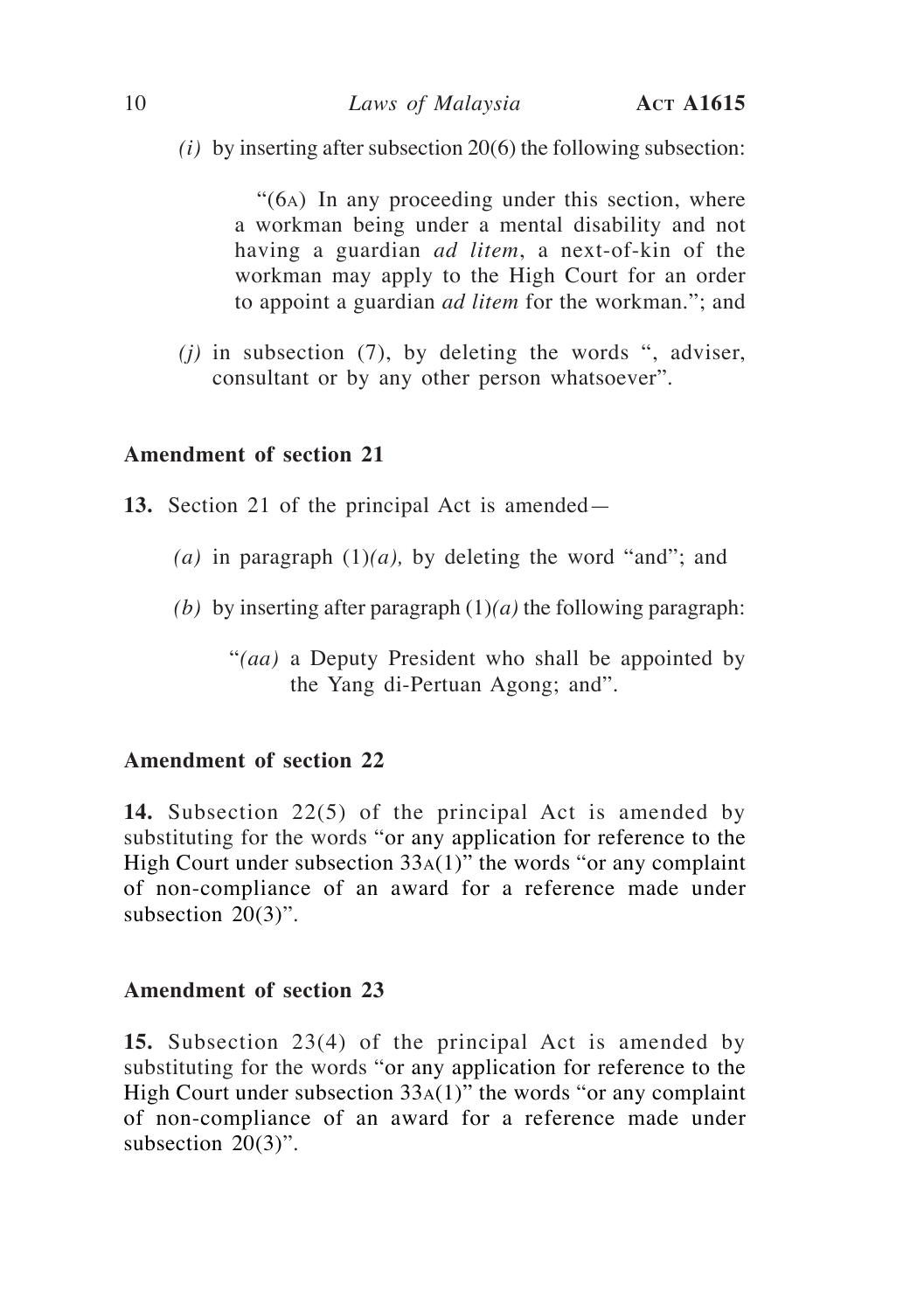*(i)* by inserting after subsection 20(6) the following subsection:

"(6A) In any proceeding under this section, where a workman being under a mental disability and not having a guardian *ad litem*, a next-of-kin of the workman may apply to the High Court for an order to appoint a guardian *ad litem* for the workman."; and

*(j)* in subsection (7), by deleting the words ", adviser, consultant or by any other person whatsoever".

### Amendment of section 21

**13.** Section 21 of the principal Act is amended—

*(a)* in paragraph (1)*(a),* by deleting the word "and"; and

*(b)* by inserting after paragraph (1)*(a)* the following paragraph:

"*(aa)* a Deputy President who shall be appointed by the Yang di-Pertuan Agong; and".

### Amendment of section 22

**14.** Subsection 22(5) of the principal Act is amended by substituting for the words "or any application for reference to the High Court under subsection 33A(1)" the words "or any complaint of non-compliance of an award for a reference made under subsection 20(3)".

### Amendment of section 23

**15.** Subsection 23(4) of the principal Act is amended by substituting for the words "or any application for reference to the High Court under subsection 33A(1)" the words "or any complaint of non-compliance of an award for a reference made under subsection 20(3)".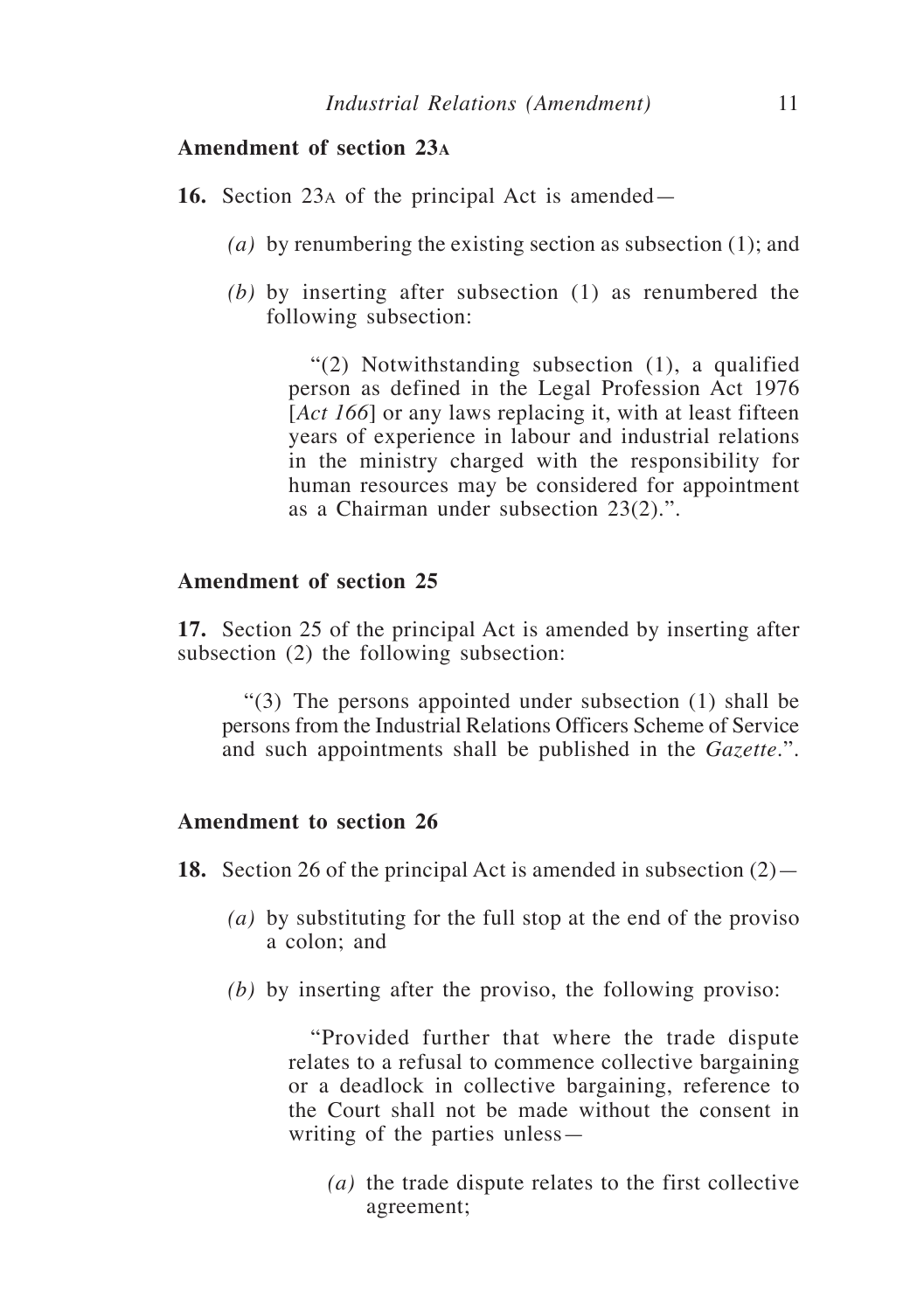**Amendment of section 23A**

**16.** Section 23A of the principal Act is amended—

*(a)* by renumbering the existing section as subsection (1); and

*(b)* by inserting after subsection (1) as renumbered the following subsection:

> "(2) Notwithstanding subsection (1), a qualified person as defined in the Legal Profession Act 1976 [*Act 166*] or any laws replacing it, with at least fifteen years of experience in labour and industrial relations in the ministry charged with the responsibility for human resources may be considered for appointment as a Chairman under subsection 23(2).".

**Amendment of section 25**

**17.** Section 25 of the principal Act is amended by inserting after subsection (2) the following subsection:

> "(3) The persons appointed under subsection (1) shall be persons from the Industrial Relations Officers Scheme of Service and such appointments shall be published in the *Gazette*.".

**Amendment to section 26**

**18.** Section 26 of the principal Act is amended in subsection (2)—

*(a)* by substituting for the full stop at the end of the proviso a colon; and

*(b)* by inserting after the proviso, the following proviso:

> "Provided further that where the trade dispute relates to a refusal to commence collective bargaining or a deadlock in collective bargaining, reference to the Court shall not be made without the consent in writing of the parties unless—
>
> *(a)* the trade dispute relates to the first collective agreement;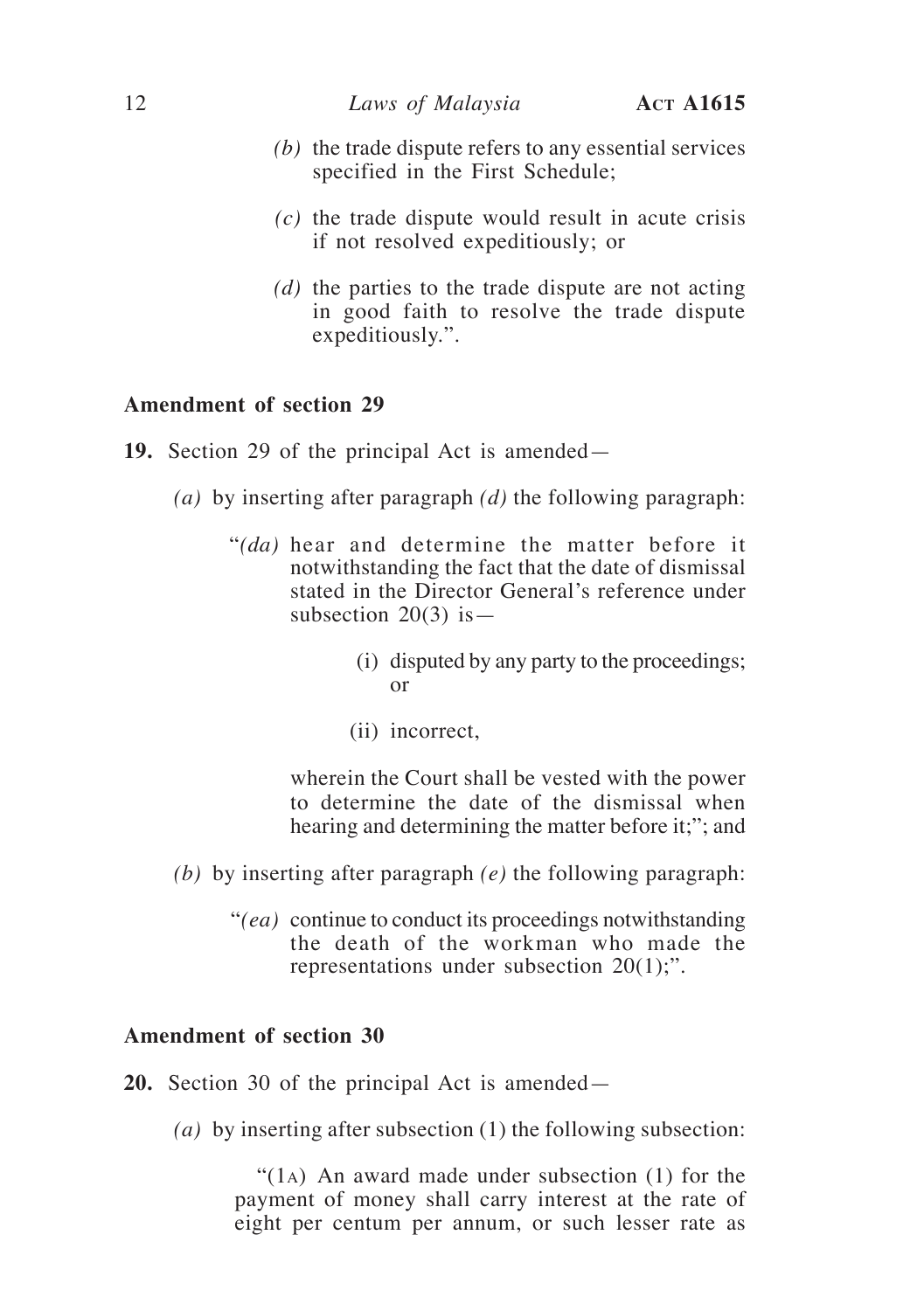*(b)* the trade dispute refers to any essential services specified in the First Schedule;

*(c)* the trade dispute would result in acute crisis if not resolved expeditiously; or

*(d)* the parties to the trade dispute are not acting in good faith to resolve the trade dispute expeditiously.".

**Amendment of section 29**

**19.** Section 29 of the principal Act is amended—

*(a)* by inserting after paragraph *(d)* the following paragraph:

"*(da)* hear and determine the matter before it notwithstanding the fact that the date of dismissal stated in the Director General's reference under subsection 20(3) is—

(i) disputed by any party to the proceedings; or

(ii) incorrect,

wherein the Court shall be vested with the power to determine the date of the dismissal when hearing and determining the matter before it;"; and

*(b)* by inserting after paragraph *(e)* the following paragraph:

"*(ea)* continue to conduct its proceedings notwithstanding the death of the workman who made the representations under subsection 20(1);".

**Amendment of section 30**

**20.** Section 30 of the principal Act is amended—

*(a)* by inserting after subsection (1) the following subsection:

"(1A) An award made under subsection (1) for the payment of money shall carry interest at the rate of eight per centum per annum, or such lesser rate as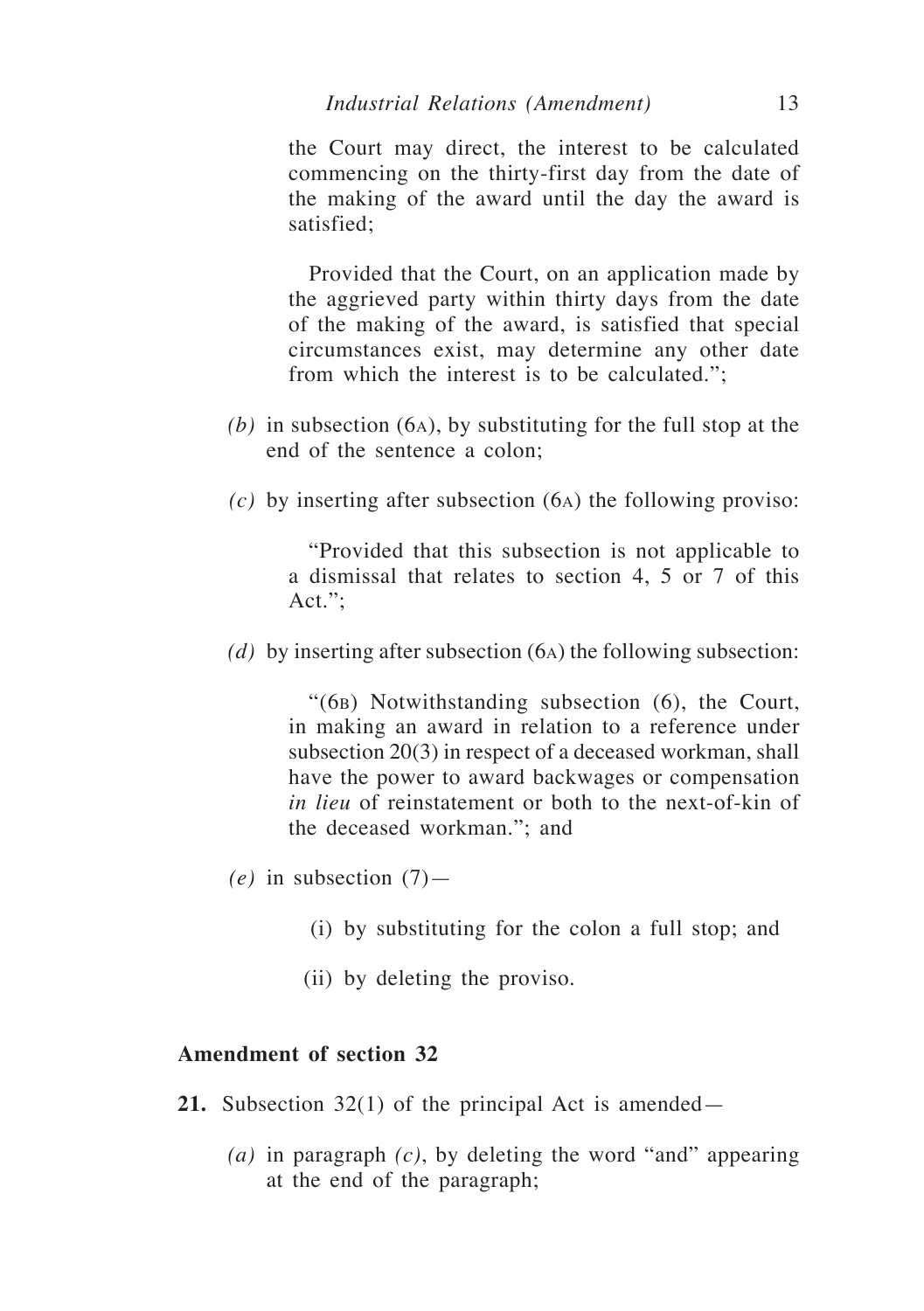the Court may direct, the interest to be calculated commencing on the thirty-first day from the date of the making of the award until the day the award is satisfied;

Provided that the Court, on an application made by the aggrieved party within thirty days from the date of the making of the award, is satisfied that special circumstances exist, may determine any other date from which the interest is to be calculated.";

*(b)* in subsection (6A), by substituting for the full stop at the end of the sentence a colon;

*(c)* by inserting after subsection (6A) the following proviso:

"Provided that this subsection is not applicable to a dismissal that relates to section 4, 5 or 7 of this Act.";

*(d)* by inserting after subsection (6A) the following subsection:

"(6B) Notwithstanding subsection (6), the Court, in making an award in relation to a reference under subsection 20(3) in respect of a deceased workman, shall have the power to award backwages or compensation *in lieu* of reinstatement or both to the next-of-kin of the deceased workman."; and

*(e)* in subsection (7)—

(i) by substituting for the colon a full stop; and

(ii) by deleting the proviso.

**Amendment of section 32**

**21.** Subsection 32(1) of the principal Act is amended—

*(a)* in paragraph *(c)*, by deleting the word "and" appearing at the end of the paragraph;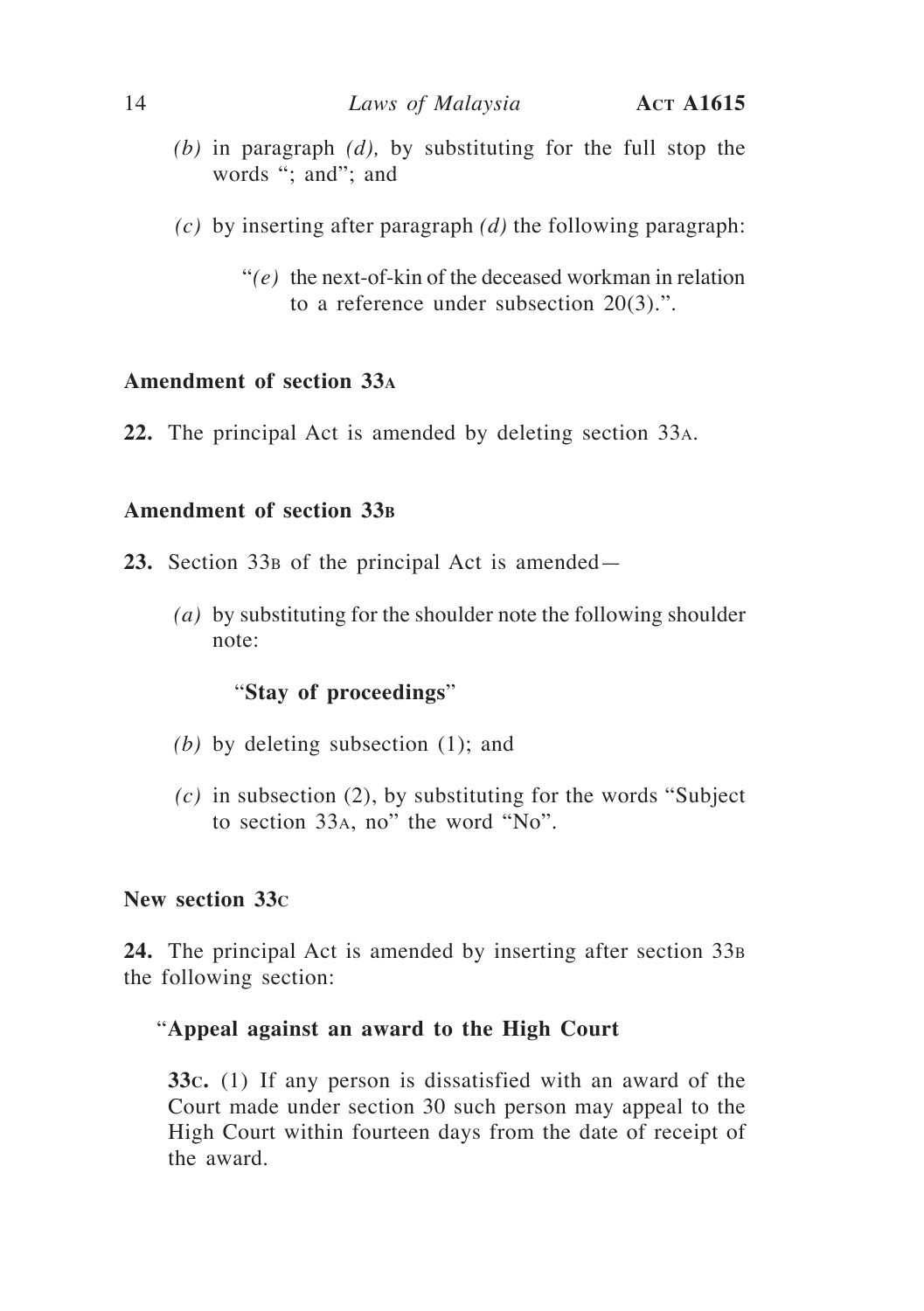*(b)* in paragraph *(d),* by substituting for the full stop the words "; and"; and

*(c)* by inserting after paragraph *(d)* the following paragraph:

"*(e)* the next-of-kin of the deceased workman in relation to a reference under subsection 20(3).".

**Amendment of section 33A**

**22.** The principal Act is amended by deleting section 33A.

**Amendment of section 33B**

**23.** Section 33B of the principal Act is amended—

*(a)* by substituting for the shoulder note the following shoulder note:

"**Stay of proceedings**"

*(b)* by deleting subsection (1); and

*(c)* in subsection (2), by substituting for the words "Subject to section 33A, no" the word "No".

**New section 33C**

**24.** The principal Act is amended by inserting after section 33B the following section:

"**Appeal against an award to the High Court**

**33C.** (1) If any person is dissatisfied with an award of the Court made under section 30 such person may appeal to the High Court within fourteen days from the date of receipt of the award.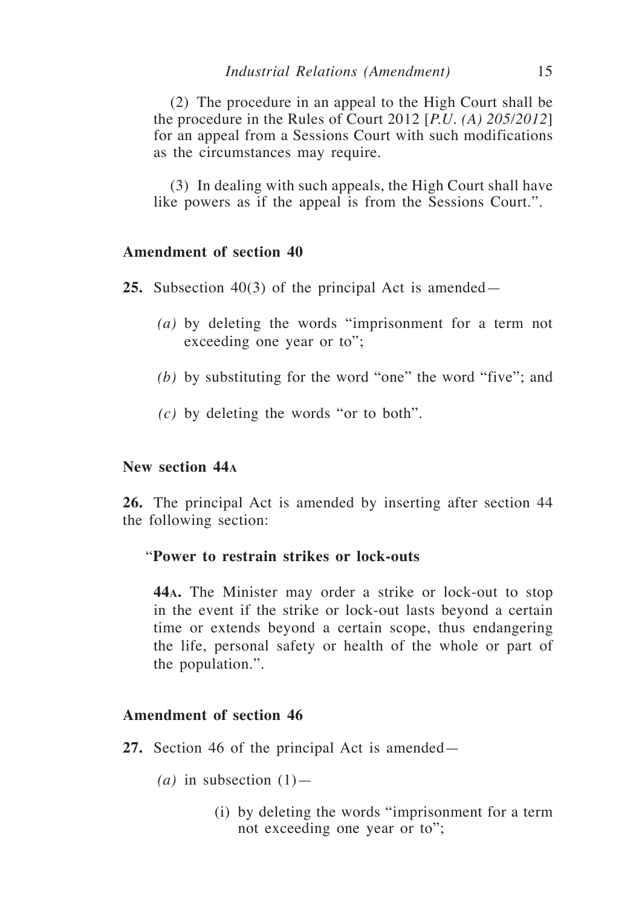(2) The procedure in an appeal to the High Court shall be the procedure in the Rules of Court 2012 [*P.U. (A) 205/2012*] for an appeal from a Sessions Court with such modifications as the circumstances may require.

(3) In dealing with such appeals, the High Court shall have like powers as if the appeal is from the Sessions Court.".

**Amendment of section 40**

**25.** Subsection 40(3) of the principal Act is amended—

*(a)* by deleting the words "imprisonment for a term not exceeding one year or to";

*(b)* by substituting for the word "one" the word "five"; and

*(c)* by deleting the words "or to both".

**New section 44A**

**26.** The principal Act is amended by inserting after section 44 the following section:

"**Power to restrain strikes or lock-outs**

**44A.** The Minister may order a strike or lock-out to stop in the event if the strike or lock-out lasts beyond a certain time or extends beyond a certain scope, thus endangering the life, personal safety or health of the whole or part of the population.".

**Amendment of section 46**

**27.** Section 46 of the principal Act is amended—

*(a)* in subsection (1)—

(i) by deleting the words "imprisonment for a term not exceeding one year or to";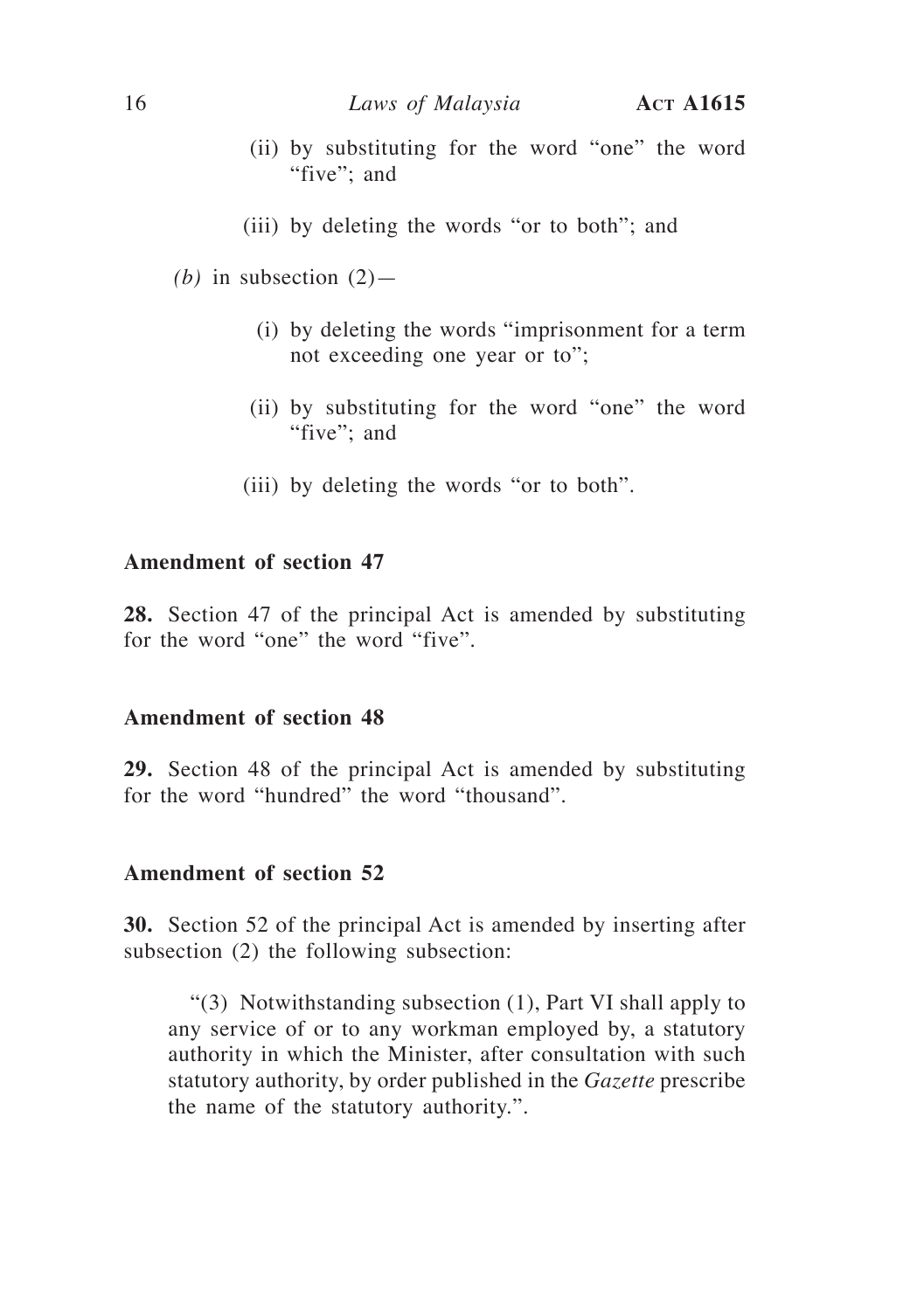(ii) by substituting for the word "one" the word "five"; and

(iii) by deleting the words "or to both"; and

*(b)* in subsection (2)—

(i) by deleting the words "imprisonment for a term not exceeding one year or to";

(ii) by substituting for the word "one" the word "five"; and

(iii) by deleting the words "or to both".

**Amendment of section 47**

**28.** Section 47 of the principal Act is amended by substituting for the word "one" the word "five".

**Amendment of section 48**

**29.** Section 48 of the principal Act is amended by substituting for the word "hundred" the word "thousand".

**Amendment of section 52**

**30.** Section 52 of the principal Act is amended by inserting after subsection (2) the following subsection:

"(3) Notwithstanding subsection (1), Part VI shall apply to any service of or to any workman employed by, a statutory authority in which the Minister, after consultation with such statutory authority, by order published in the *Gazette* prescribe the name of the statutory authority.".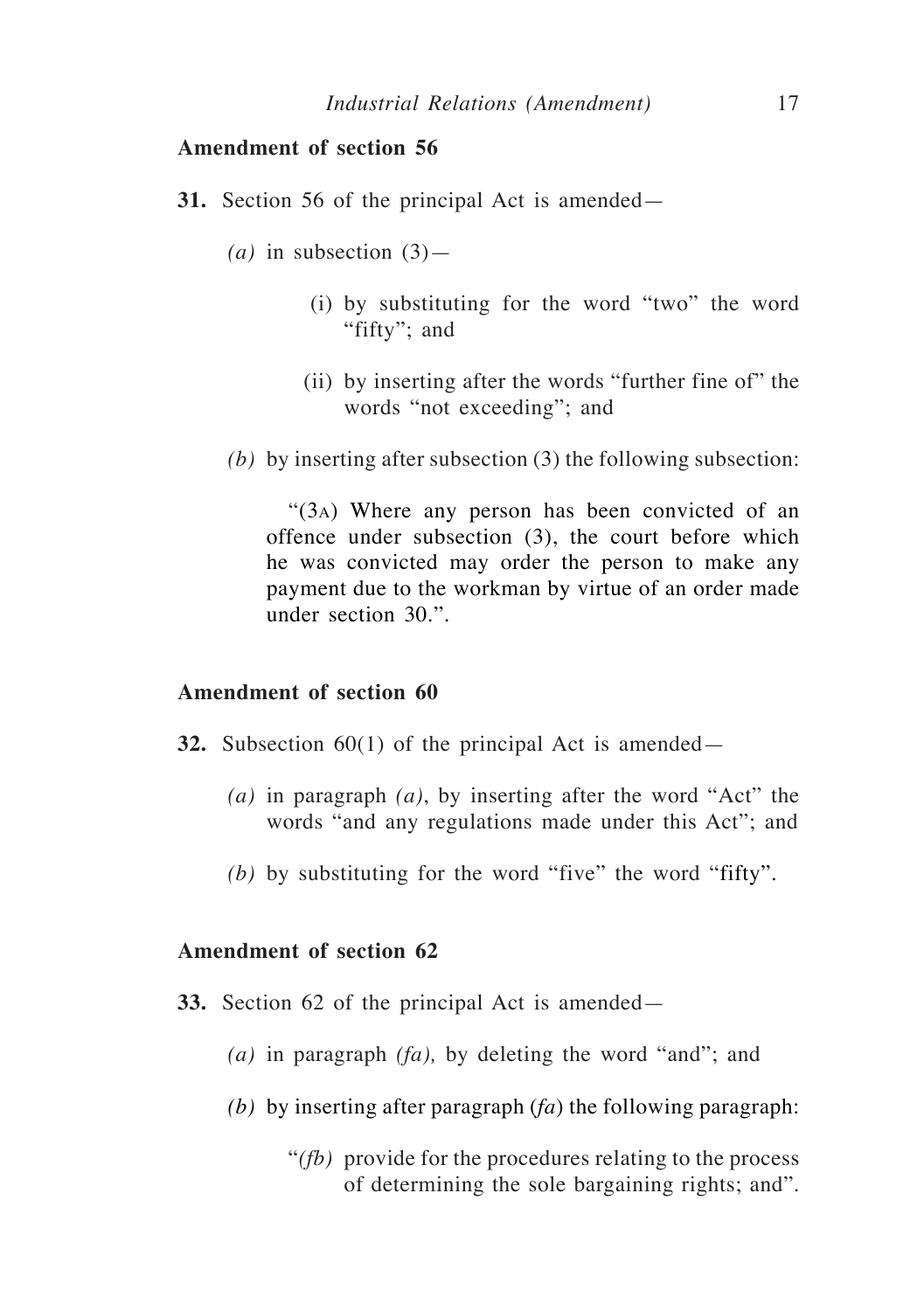**Amendment of section 56**

**31.** Section 56 of the principal Act is amended—

*(a)* in subsection (3)—

(i) by substituting for the word "two" the word "fifty"; and

(ii) by inserting after the words "further fine of" the words "not exceeding"; and

*(b)* by inserting after subsection (3) the following subsection:

"(3A) Where any person has been convicted of an offence under subsection (3), the court before which he was convicted may order the person to make any payment due to the workman by virtue of an order made under section 30.".

**Amendment of section 60**

**32.** Subsection 60(1) of the principal Act is amended—

*(a)* in paragraph *(a)*, by inserting after the word "Act" the words "and any regulations made under this Act"; and

*(b)* by substituting for the word "five" the word "fifty".

**Amendment of section 62**

**33.** Section 62 of the principal Act is amended—

*(a)* in paragraph *(fa),* by deleting the word "and"; and

*(b)* by inserting after paragraph (*fa*) the following paragraph:

"*(fb)* provide for the procedures relating to the process of determining the sole bargaining rights; and".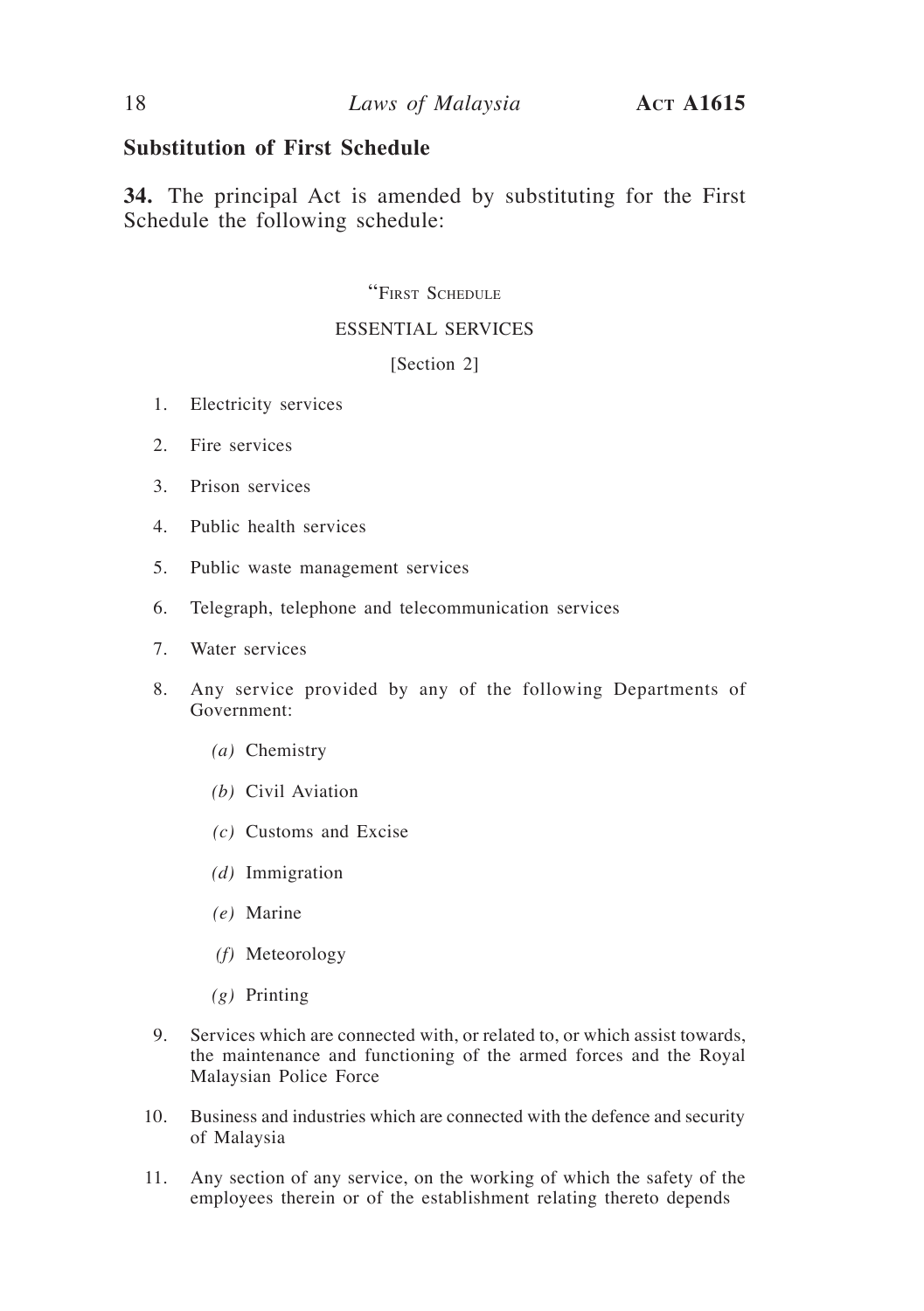## Substitution of First Schedule

**34.** The principal Act is amended by substituting for the First Schedule the following schedule:

"FIRST SCHEDULE

ESSENTIAL SERVICES

[Section 2]

1. Electricity services
2. Fire services
3. Prison services
4. Public health services
5. Public waste management services
6. Telegraph, telephone and telecommunication services
7. Water services
8. Any service provided by any of the following Departments of Government:

    *(a)* Chemistry

    *(b)* Civil Aviation

    *(c)* Customs and Excise

    *(d)* Immigration

    *(e)* Marine

    *(f)* Meteorology

    *(g)* Printing

9. Services which are connected with, or related to, or which assist towards, the maintenance and functioning of the armed forces and the Royal Malaysian Police Force
10. Business and industries which are connected with the defence and security of Malaysia
11. Any section of any service, on the working of which the safety of the employees therein or of the establishment relating thereto depends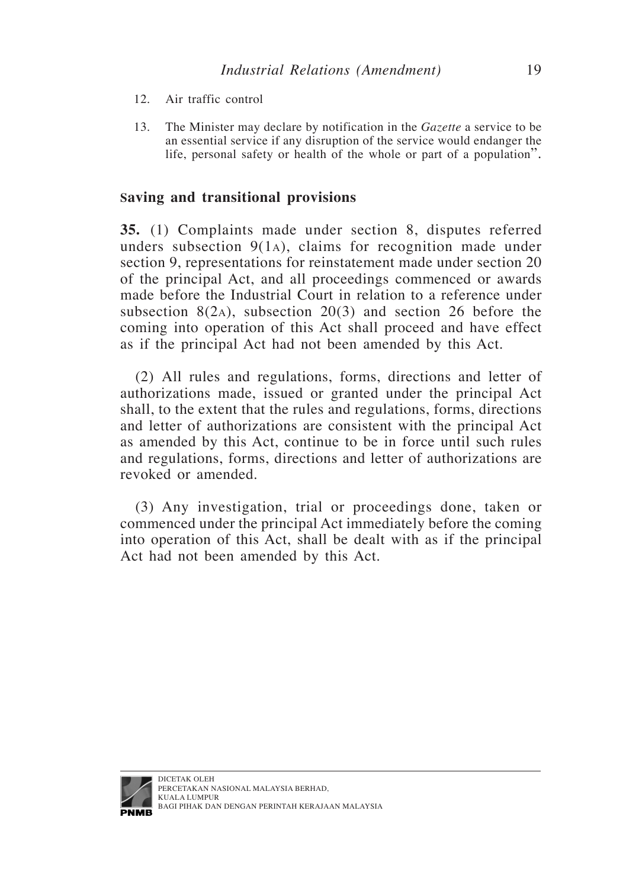12. Air traffic control

13. The Minister may declare by notification in the *Gazette* a service to be an essential service if any disruption of the service would endanger the life, personal safety or health of the whole or part of a population".

### Saving and transitional provisions

**35.** (1) Complaints made under section 8, disputes referred unders subsection 9(1A), claims for recognition made under section 9, representations for reinstatement made under section 20 of the principal Act, and all proceedings commenced or awards made before the Industrial Court in relation to a reference under subsection 8(2A), subsection 20(3) and section 26 before the coming into operation of this Act shall proceed and have effect as if the principal Act had not been amended by this Act.

(2) All rules and regulations, forms, directions and letter of authorizations made, issued or granted under the principal Act shall, to the extent that the rules and regulations, forms, directions and letter of authorizations are consistent with the principal Act as amended by this Act, continue to be in force until such rules and regulations, forms, directions and letter of authorizations are revoked or amended.

(3) Any investigation, trial or proceedings done, taken or commenced under the principal Act immediately before the coming into operation of this Act, shall be dealt with as if the principal Act had not been amended by this Act.

DICETAK OLEH
PERCETAKAN NASIONAL MALAYSIA BERHAD,
KUALA LUMPUR
BAGI PIHAK DAN DENGAN PERINTAH KERAJAAN MALAYSIA